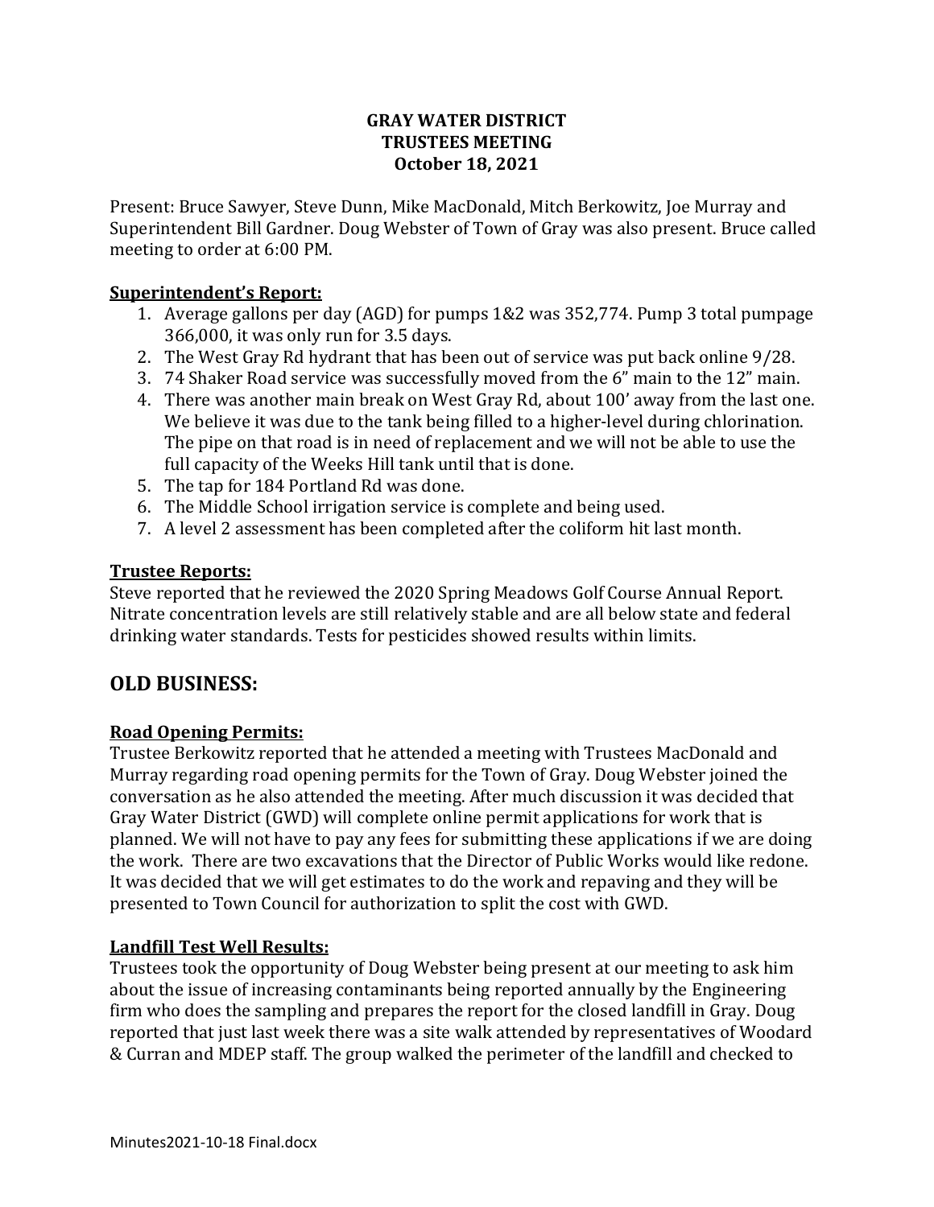# GRAY WATER DISTRICT
# TRUSTEES MEETING
# October 18, 2021

Present: Bruce Sawyer, Steve Dunn, Mike MacDonald, Mitch Berkowitz, Joe Murray and Superintendent Bill Gardner. Doug Webster of Town of Gray was also present. Bruce called meeting to order at 6:00 PM.

## Superintendent's Report:

1. Average gallons per day (AGD) for pumps 1&2 was 352,774. Pump 3 total pumpage 366,000, it was only run for 3.5 days.
2. The West Gray Rd hydrant that has been out of service was put back online 9/28.
3. 74 Shaker Road service was successfully moved from the 6" main to the 12" main.
4. There was another main break on West Gray Rd, about 100' away from the last one. We believe it was due to the tank being filled to a higher-level during chlorination. The pipe on that road is in need of replacement and we will not be able to use the full capacity of the Weeks Hill tank until that is done.
5. The tap for 184 Portland Rd was done.
6. The Middle School irrigation service is complete and being used.
7. A level 2 assessment has been completed after the coliform hit last month.

## Trustee Reports:

Steve reported that he reviewed the 2020 Spring Meadows Golf Course Annual Report. Nitrate concentration levels are still relatively stable and are all below state and federal drinking water standards. Tests for pesticides showed results within limits.

# OLD BUSINESS:

## Road Opening Permits:

Trustee Berkowitz reported that he attended a meeting with Trustees MacDonald and Murray regarding road opening permits for the Town of Gray. Doug Webster joined the conversation as he also attended the meeting. After much discussion it was decided that Gray Water District (GWD) will complete online permit applications for work that is planned. We will not have to pay any fees for submitting these applications if we are doing the work. There are two excavations that the Director of Public Works would like redone. It was decided that we will get estimates to do the work and repaving and they will be presented to Town Council for authorization to split the cost with GWD.

## Landfill Test Well Results:

Trustees took the opportunity of Doug Webster being present at our meeting to ask him about the issue of increasing contaminants being reported annually by the Engineering firm who does the sampling and prepares the report for the closed landfill in Gray. Doug reported that just last week there was a site walk attended by representatives of Woodard & Curran and MDEP staff. The group walked the perimeter of the landfill and checked to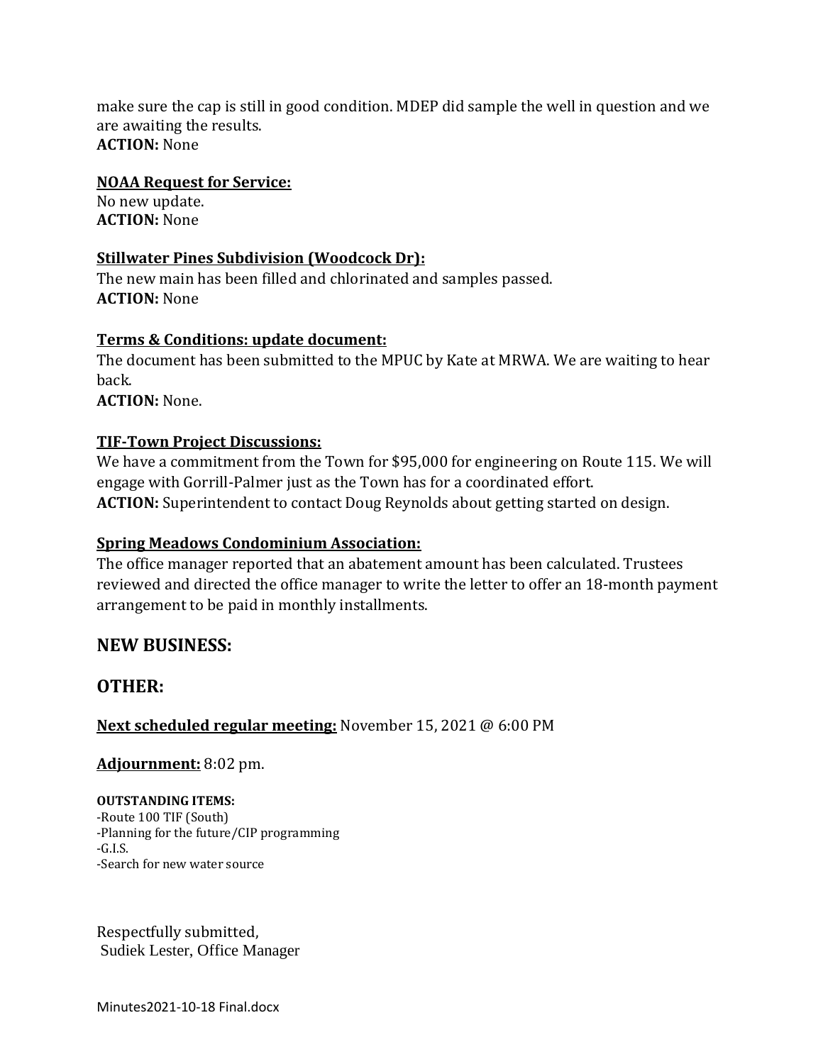make sure the cap is still in good condition. MDEP did sample the well in question and we are awaiting the results.
**ACTION:** None

**<u>NOAA Request for Service:</u>**
No new update.
**ACTION:** None

**<u>Stillwater Pines Subdivision (Woodcock Dr):</u>**
The new main has been filled and chlorinated and samples passed.
**ACTION:** None

**<u>Terms & Conditions: update document:</u>**
The document has been submitted to the MPUC by Kate at MRWA. We are waiting to hear back.
**ACTION:** None.

**<u>TIF-Town Project Discussions:</u>**
We have a commitment from the Town for $95,000 for engineering on Route 115. We will engage with Gorrill-Palmer just as the Town has for a coordinated effort.
**ACTION:** Superintendent to contact Doug Reynolds about getting started on design.

**<u>Spring Meadows Condominium Association:</u>**
The office manager reported that an abatement amount has been calculated. Trustees reviewed and directed the office manager to write the letter to offer an 18-month payment arrangement to be paid in monthly installments.

## NEW BUSINESS:

## OTHER:

**<u>Next scheduled regular meeting:</u>** November 15, 2021 @ 6:00 PM

**<u>Adjournment:</u>** 8:02 pm.

**OUTSTANDING ITEMS:**
-Route 100 TIF (South)
-Planning for the future/CIP programming
-G.I.S.
-Search for new water source

Respectfully submitted,
Sudiek Lester, Office Manager

Minutes2021-10-18 Final.docx